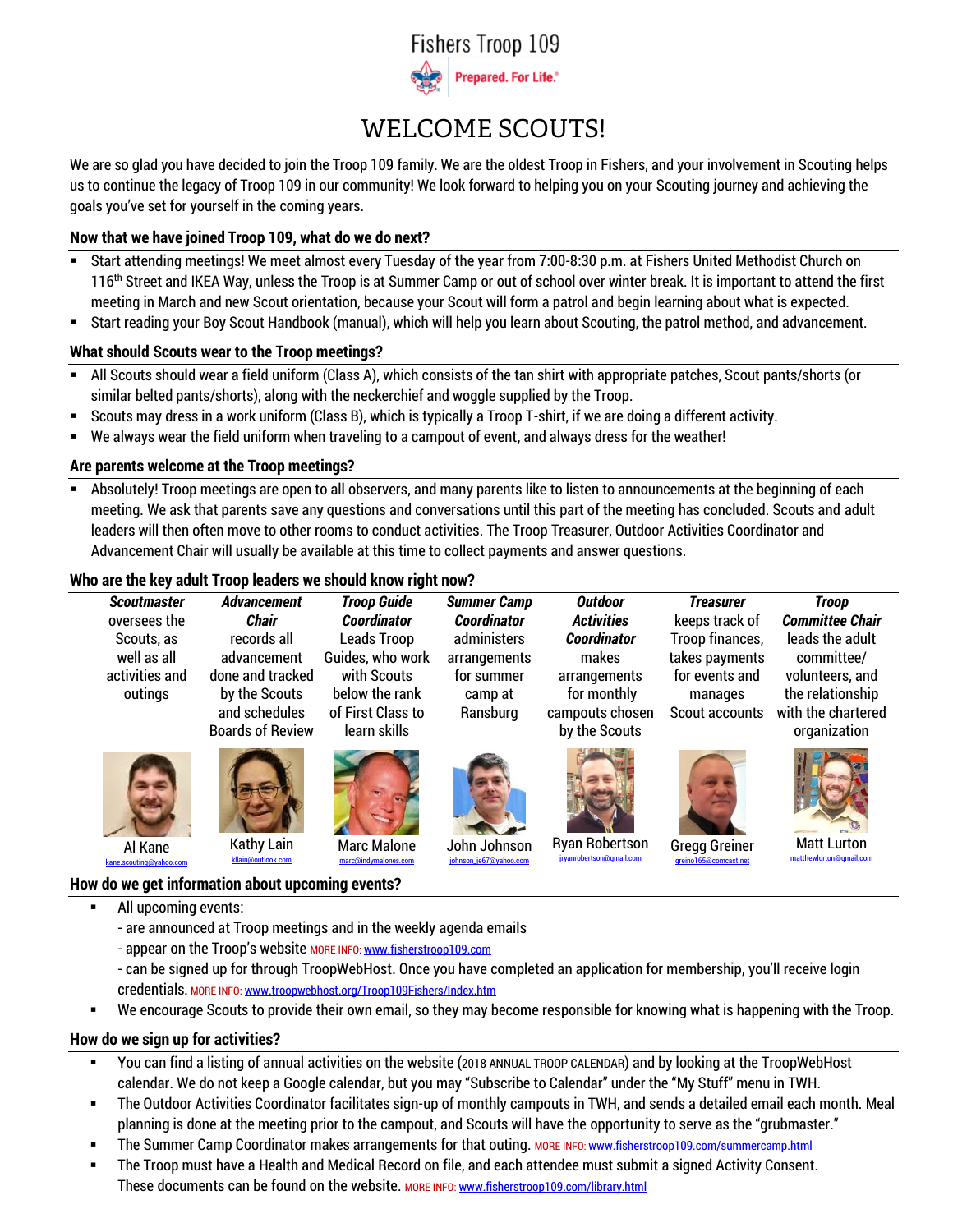Fishers Troop 109

Prepared. For Life.®

# WELCOME SCOUTS!

We are so glad you have decided to join the Troop 109 family. We are the oldest Troop in Fishers, and your involvement in Scouting helps us to continue the legacy of Troop 109 in our community! We look forward to helping you on your Scouting journey and achieving the goals you've set for yourself in the coming years.

### Now that we have joined Troop 109, what do we do next?

- Start attending meetings! We meet almost every Tuesday of the year from 7:00-8:30 p.m. at Fishers United Methodist Church on 116th Street and IKEA Way, unless the Troop is at Summer Camp or out of school over winter break. It is important to attend the first meeting in March and new Scout orientation, because your Scout will form a patrol and begin learning about what is expected.
- Start reading your Boy Scout Handbook (manual), which will help you learn about Scouting, the patrol method, and advancement.

### What should Scouts wear to the Troop meetings?

- All Scouts should wear a field uniform (Class A), which consists of the tan shirt with appropriate patches, Scout pants/shorts (or similar belted pants/shorts), along with the neckerchief and woggle supplied by the Troop.
- Scouts may dress in a work uniform (Class B), which is typically a Troop T-shirt, if we are doing a different activity.
- We always wear the field uniform when traveling to a campout of event, and always dress for the weather!

### Are parents welcome at the Troop meetings?

- Absolutely! Troop meetings are open to all observers, and many parents like to listen to announcements at the beginning of each meeting. We ask that parents save any questions and conversations until this part of the meeting has concluded. Scouts and adult leaders will then often move to other rooms to conduct activities. The Troop Treasurer, Outdoor Activities Coordinator and Advancement Chair will usually be available at this time to collect payments and answer questions.

### Who are the key adult Troop leaders we should know right now?

| ***Scoutmaster*** | ***Advancement Chair*** | ***Troop Guide Coordinator*** | ***Summer Camp Coordinator*** | ***Outdoor Activities Coordinator*** | ***Treasurer*** | ***Troop Committee Chair*** |
|---|---|---|---|---|---|---|
| oversees the Scouts, as well as all activities and outings | records all advancement done and tracked by the Scouts and schedules Boards of Review | Leads Troop Guides, who work with Scouts below the rank of First Class to learn skills | administers arrangements for summer camp at Ransburg | makes arrangements for monthly campouts chosen by the Scouts | keeps track of Troop finances, takes payments for events and manages Scout accounts | leads the adult committee/ volunteers, and the relationship with the chartered organization |
| Al Kane | Kathy Lain | Marc Malone | John Johnson | Ryan Robertson | Gregg Greiner | Matt Lurton |
| kane.scouting@yahoo.com | kllain@outlook.com | marc@indymalones.com | johnson_je67@yahoo.com | jryanrobertson@gmail.com | greino165@comcast.net | matthewlurton@gmail.com |

### How do we get information about upcoming events?

- All upcoming events:
  - are announced at Troop meetings and in the weekly agenda emails
  - appear on the Troop's website MORE INFO: www.fisherstroop109.com
  - can be signed up for through TroopWebHost. Once you have completed an application for membership, you'll receive login credentials. MORE INFO: www.troopwebhost.org/Troop109Fishers/Index.htm
- We encourage Scouts to provide their own email, so they may become responsible for knowing what is happening with the Troop.

### How do we sign up for activities?

- You can find a listing of annual activities on the website (2018 ANNUAL TROOP CALENDAR) and by looking at the TroopWebHost calendar. We do not keep a Google calendar, but you may "Subscribe to Calendar" under the "My Stuff" menu in TWH.
- The Outdoor Activities Coordinator facilitates sign-up of monthly campouts in TWH, and sends a detailed email each month. Meal planning is done at the meeting prior to the campout, and Scouts will have the opportunity to serve as the "grubmaster."
- The Summer Camp Coordinator makes arrangements for that outing. MORE INFO: www.fisherstroop109.com/summercamp.html
- The Troop must have a Health and Medical Record on file, and each attendee must submit a signed Activity Consent. These documents can be found on the website. MORE INFO: www.fisherstroop109.com/library.html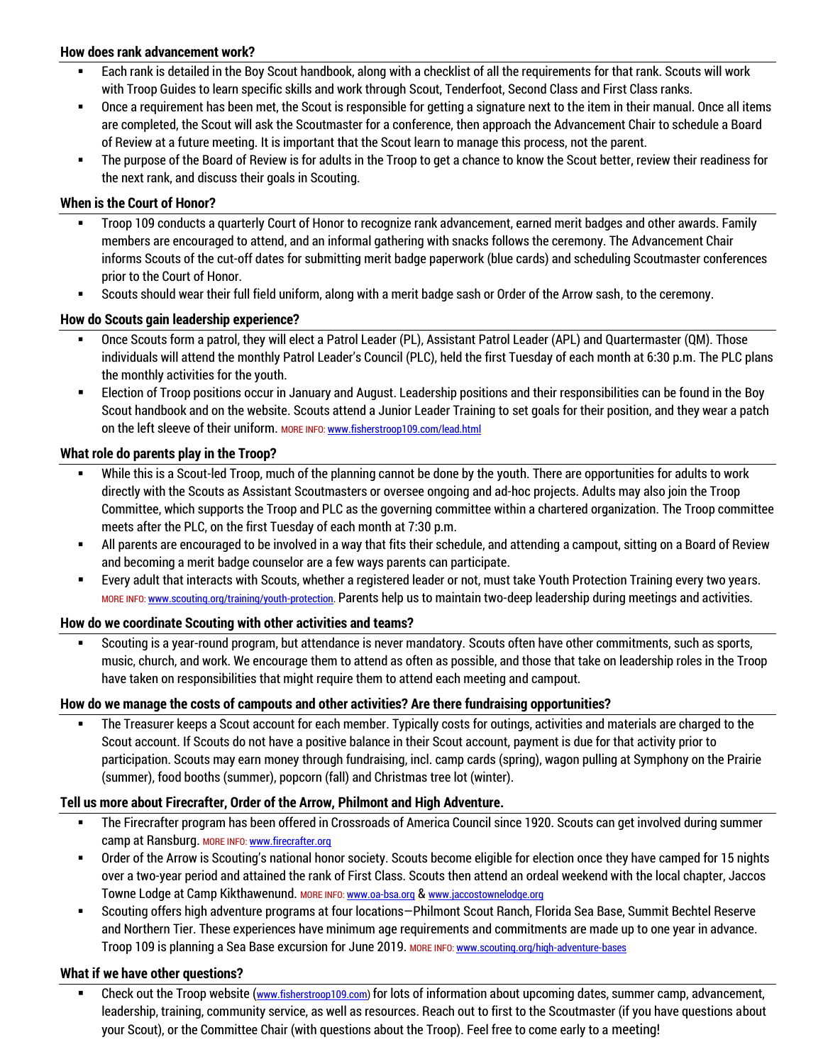**How does rank advancement work?**

- Each rank is detailed in the Boy Scout handbook, along with a checklist of all the requirements for that rank. Scouts will work with Troop Guides to learn specific skills and work through Scout, Tenderfoot, Second Class and First Class ranks.
- Once a requirement has been met, the Scout is responsible for getting a signature next to the item in their manual. Once all items are completed, the Scout will ask the Scoutmaster for a conference, then approach the Advancement Chair to schedule a Board of Review at a future meeting. It is important that the Scout learn to manage this process, not the parent.
- The purpose of the Board of Review is for adults in the Troop to get a chance to know the Scout better, review their readiness for the next rank, and discuss their goals in Scouting.

**When is the Court of Honor?**

- Troop 109 conducts a quarterly Court of Honor to recognize rank advancement, earned merit badges and other awards. Family members are encouraged to attend, and an informal gathering with snacks follows the ceremony. The Advancement Chair informs Scouts of the cut-off dates for submitting merit badge paperwork (blue cards) and scheduling Scoutmaster conferences prior to the Court of Honor.
- Scouts should wear their full field uniform, along with a merit badge sash or Order of the Arrow sash, to the ceremony.

**How do Scouts gain leadership experience?**

- Once Scouts form a patrol, they will elect a Patrol Leader (PL), Assistant Patrol Leader (APL) and Quartermaster (QM). Those individuals will attend the monthly Patrol Leader's Council (PLC), held the first Tuesday of each month at 6:30 p.m. The PLC plans the monthly activities for the youth.
- Election of Troop positions occur in January and August. Leadership positions and their responsibilities can be found in the Boy Scout handbook and on the website. Scouts attend a Junior Leader Training to set goals for their position, and they wear a patch on the left sleeve of their uniform. MORE INFO: www.fisherstroop109.com/lead.html

**What role do parents play in the Troop?**

- While this is a Scout-led Troop, much of the planning cannot be done by the youth. There are opportunities for adults to work directly with the Scouts as Assistant Scoutmasters or oversee ongoing and ad-hoc projects. Adults may also join the Troop Committee, which supports the Troop and PLC as the governing committee within a chartered organization. The Troop committee meets after the PLC, on the first Tuesday of each month at 7:30 p.m.
- All parents are encouraged to be involved in a way that fits their schedule, and attending a campout, sitting on a Board of Review and becoming a merit badge counselor are a few ways parents can participate.
- Every adult that interacts with Scouts, whether a registered leader or not, must take Youth Protection Training every two years. MORE INFO: www.scouting.org/training/youth-protection. Parents help us to maintain two-deep leadership during meetings and activities.

**How do we coordinate Scouting with other activities and teams?**

- Scouting is a year-round program, but attendance is never mandatory. Scouts often have other commitments, such as sports, music, church, and work. We encourage them to attend as often as possible, and those that take on leadership roles in the Troop have taken on responsibilities that might require them to attend each meeting and campout.

**How do we manage the costs of campouts and other activities? Are there fundraising opportunities?**

- The Treasurer keeps a Scout account for each member. Typically costs for outings, activities and materials are charged to the Scout account. If Scouts do not have a positive balance in their Scout account, payment is due for that activity prior to participation. Scouts may earn money through fundraising, incl. camp cards (spring), wagon pulling at Symphony on the Prairie (summer), food booths (summer), popcorn (fall) and Christmas tree lot (winter).

**Tell us more about Firecrafter, Order of the Arrow, Philmont and High Adventure.**

- The Firecrafter program has been offered in Crossroads of America Council since 1920. Scouts can get involved during summer camp at Ransburg. MORE INFO: www.firecrafter.org
- Order of the Arrow is Scouting's national honor society. Scouts become eligible for election once they have camped for 15 nights over a two-year period and attained the rank of First Class. Scouts then attend an ordeal weekend with the local chapter, Jaccos Towne Lodge at Camp Kikthawenund. MORE INFO: www.oa-bsa.org & www.jaccostownelodge.org
- Scouting offers high adventure programs at four locations—Philmont Scout Ranch, Florida Sea Base, Summit Bechtel Reserve and Northern Tier. These experiences have minimum age requirements and commitments are made up to one year in advance. Troop 109 is planning a Sea Base excursion for June 2019. MORE INFO: www.scouting.org/high-adventure-bases

**What if we have other questions?**

- Check out the Troop website (www.fisherstroop109.com) for lots of information about upcoming dates, summer camp, advancement, leadership, training, community service, as well as resources. Reach out to first to the Scoutmaster (if you have questions about your Scout), or the Committee Chair (with questions about the Troop). Feel free to come early to a meeting!